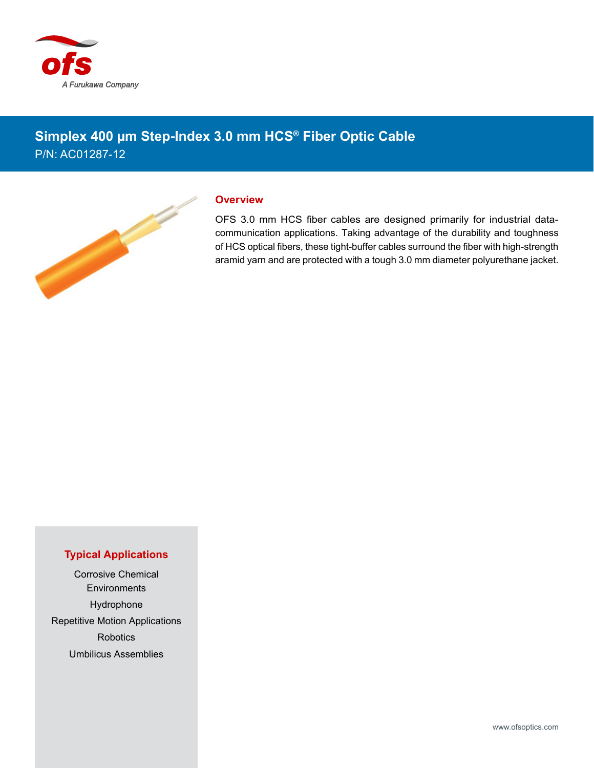ofs

A Furukawa Company

# Simplex 400 µm Step-Index 3.0 mm HCS® Fiber Optic Cable

P/N: AC01287-12

## Overview

OFS 3.0 mm HCS fiber cables are designed primarily for industrial data-communication applications. Taking advantage of the durability and toughness of HCS optical fibers, these tight-buffer cables surround the fiber with high-strength aramid yarn and are protected with a tough 3.0 mm diameter polyurethane jacket.

## Typical Applications

Corrosive Chemical Environments

Hydrophone

Repetitive Motion Applications

Robotics

Umbilicus Assemblies

www.ofsoptics.com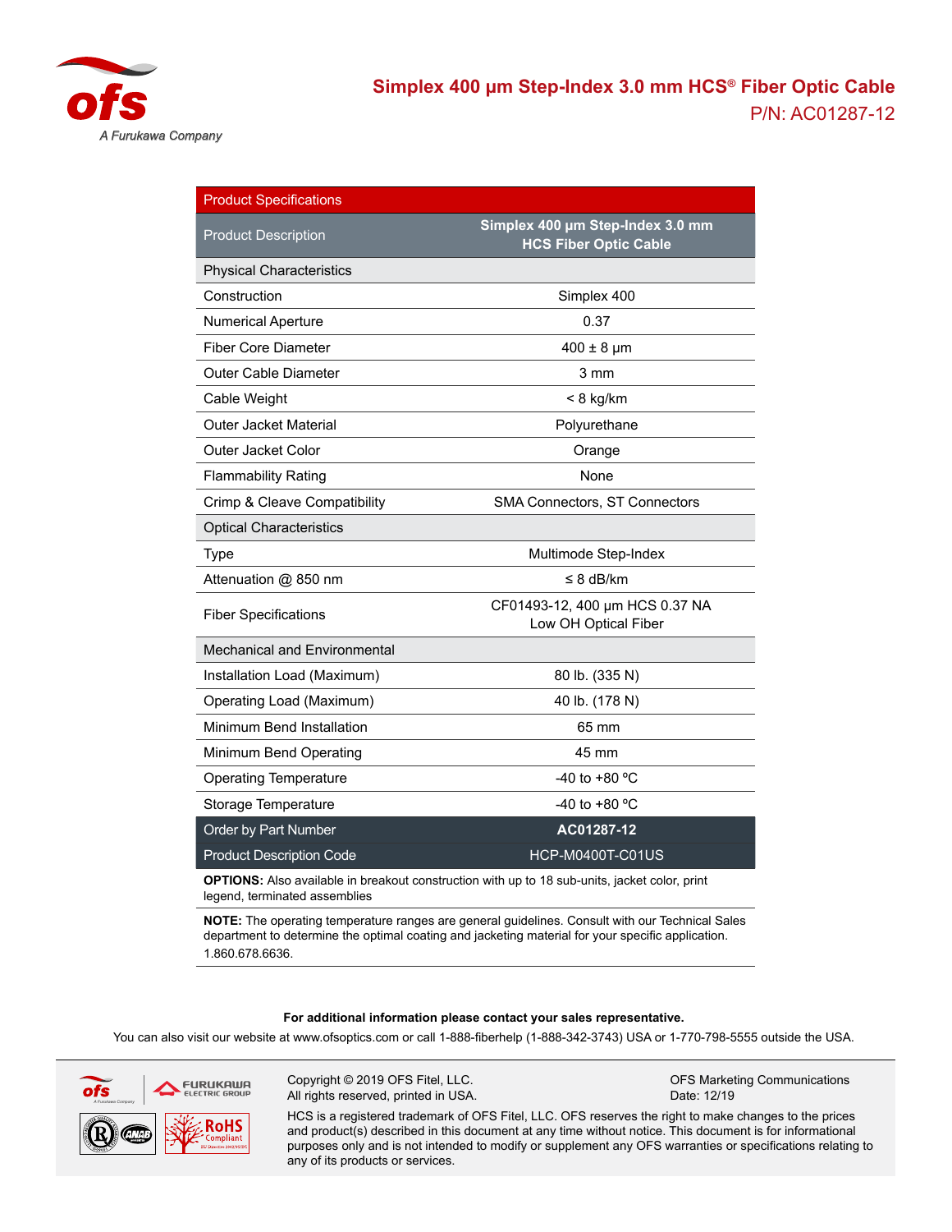# Simplex 400 µm Step-Index 3.0 mm HCS® Fiber Optic Cable

P/N: AC01287-12

| Product Specifications | |
|---|---|
| Product Description | **Simplex 400 µm Step-Index 3.0 mm HCS Fiber Optic Cable** |
| Physical Characteristics | |
| Construction | Simplex 400 |
| Numerical Aperture | 0.37 |
| Fiber Core Diameter | 400 ± 8 µm |
| Outer Cable Diameter | 3 mm |
| Cable Weight | < 8 kg/km |
| Outer Jacket Material | Polyurethane |
| Outer Jacket Color | Orange |
| Flammability Rating | None |
| Crimp & Cleave Compatibility | SMA Connectors, ST Connectors |
| Optical Characteristics | |
| Type | Multimode Step-Index |
| Attenuation @ 850 nm | ≤ 8 dB/km |
| Fiber Specifications | CF01493-12, 400 µm HCS 0.37 NA Low OH Optical Fiber |
| Mechanical and Environmental | |
| Installation Load (Maximum) | 80 lb. (335 N) |
| Operating Load (Maximum) | 40 lb. (178 N) |
| Minimum Bend Installation | 65 mm |
| Minimum Bend Operating | 45 mm |
| Operating Temperature | -40 to +80 ºC |
| Storage Temperature | -40 to +80 ºC |
| Order by Part Number | **AC01287-12** |
| Product Description Code | HCP-M0400T-C01US |

**OPTIONS:** Also available in breakout construction with up to 18 sub-units, jacket color, print legend, terminated assemblies

**NOTE:** The operating temperature ranges are general guidelines. Consult with our Technical Sales department to determine the optimal coating and jacketing material for your specific application. 1.860.678.6636.

**For additional information please contact your sales representative.**

You can also visit our website at www.ofsoptics.com or call 1-888-fiberhelp (1-888-342-3743) USA or 1-770-798-5555 outside the USA.

Copyright © 2019 OFS Fitel, LLC.
All rights reserved, printed in USA.

OFS Marketing Communications
Date: 12/19

HCS is a registered trademark of OFS Fitel, LLC. OFS reserves the right to make changes to the prices and product(s) described in this document at any time without notice. This document is for informational purposes only and is not intended to modify or supplement any OFS warranties or specifications relating to any of its products or services.